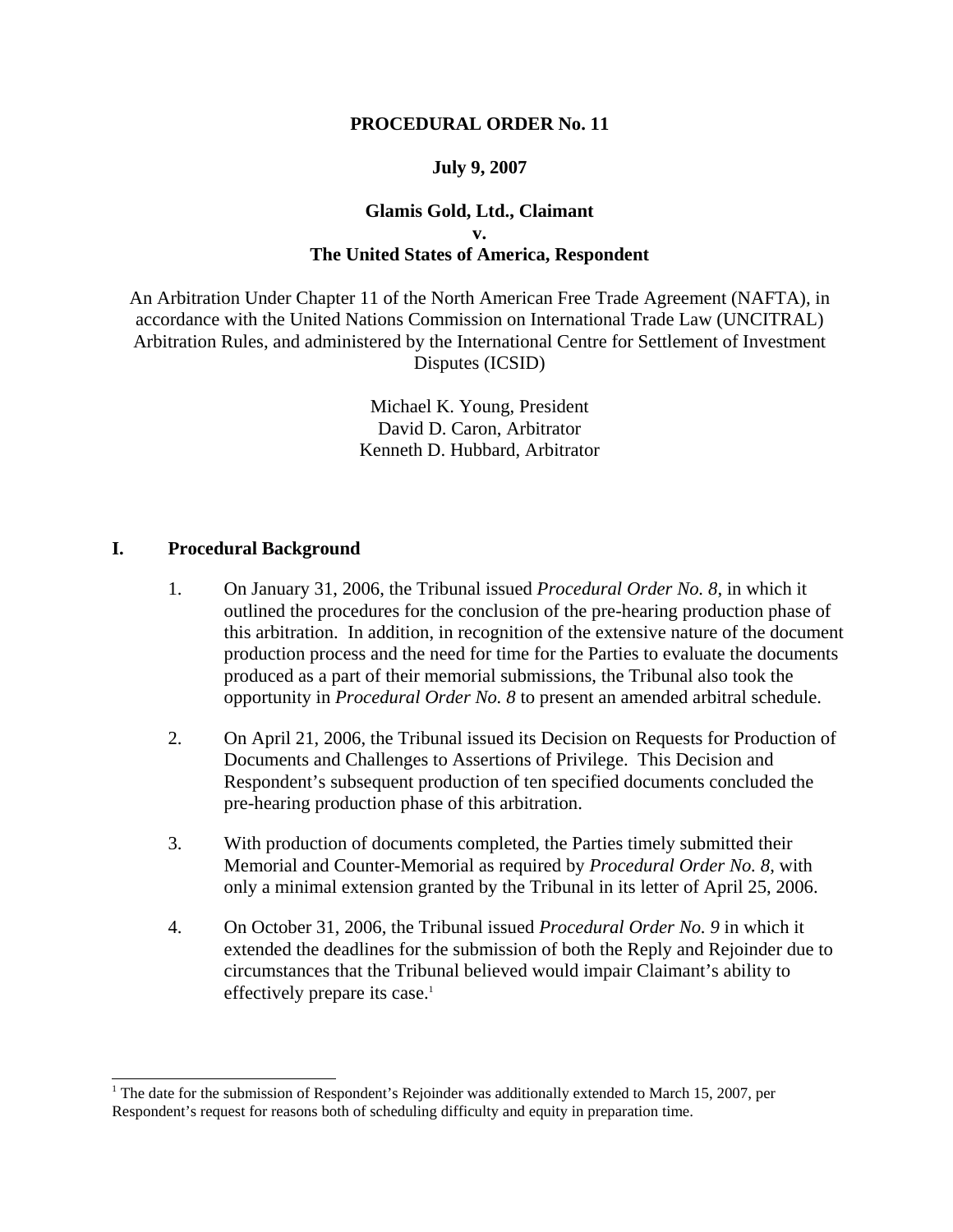**PROCEDURAL ORDER No. 11**

**July 9, 2007**

**Glamis Gold, Ltd., Claimant**
**v.**
**The United States of America, Respondent**

An Arbitration Under Chapter 11 of the North American Free Trade Agreement (NAFTA), in accordance with the United Nations Commission on International Trade Law (UNCITRAL) Arbitration Rules, and administered by the International Centre for Settlement of Investment Disputes (ICSID)

Michael K. Young, President
David D. Caron, Arbitrator
Kenneth D. Hubbard, Arbitrator

## I. Procedural Background

1. On January 31, 2006, the Tribunal issued *Procedural Order No. 8*, in which it outlined the procedures for the conclusion of the pre-hearing production phase of this arbitration. In addition, in recognition of the extensive nature of the document production process and the need for time for the Parties to evaluate the documents produced as a part of their memorial submissions, the Tribunal also took the opportunity in *Procedural Order No. 8* to present an amended arbitral schedule.

2. On April 21, 2006, the Tribunal issued its Decision on Requests for Production of Documents and Challenges to Assertions of Privilege. This Decision and Respondent's subsequent production of ten specified documents concluded the pre-hearing production phase of this arbitration.

3. With production of documents completed, the Parties timely submitted their Memorial and Counter-Memorial as required by *Procedural Order No. 8*, with only a minimal extension granted by the Tribunal in its letter of April 25, 2006.

4. On October 31, 2006, the Tribunal issued *Procedural Order No. 9* in which it extended the deadlines for the submission of both the Reply and Rejoinder due to circumstances that the Tribunal believed would impair Claimant's ability to effectively prepare its case.[1]

[1] The date for the submission of Respondent's Rejoinder was additionally extended to March 15, 2007, per Respondent's request for reasons both of scheduling difficulty and equity in preparation time.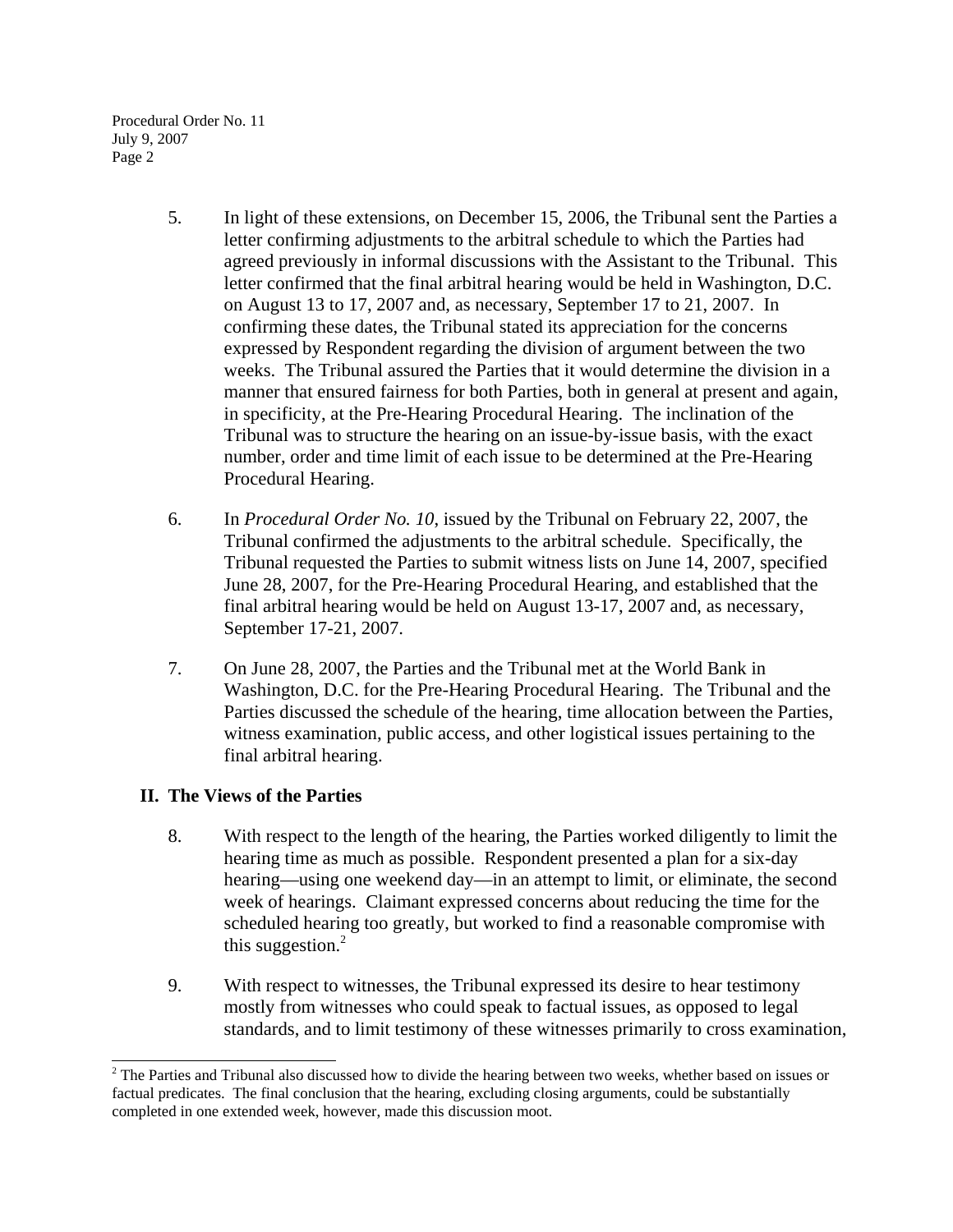5. In light of these extensions, on December 15, 2006, the Tribunal sent the Parties a letter confirming adjustments to the arbitral schedule to which the Parties had agreed previously in informal discussions with the Assistant to the Tribunal. This letter confirmed that the final arbitral hearing would be held in Washington, D.C. on August 13 to 17, 2007 and, as necessary, September 17 to 21, 2007. In confirming these dates, the Tribunal stated its appreciation for the concerns expressed by Respondent regarding the division of argument between the two weeks. The Tribunal assured the Parties that it would determine the division in a manner that ensured fairness for both Parties, both in general at present and again, in specificity, at the Pre-Hearing Procedural Hearing. The inclination of the Tribunal was to structure the hearing on an issue-by-issue basis, with the exact number, order and time limit of each issue to be determined at the Pre-Hearing Procedural Hearing.

6. In *Procedural Order No. 10*, issued by the Tribunal on February 22, 2007, the Tribunal confirmed the adjustments to the arbitral schedule. Specifically, the Tribunal requested the Parties to submit witness lists on June 14, 2007, specified June 28, 2007, for the Pre-Hearing Procedural Hearing, and established that the final arbitral hearing would be held on August 13-17, 2007 and, as necessary, September 17-21, 2007.

7. On June 28, 2007, the Parties and the Tribunal met at the World Bank in Washington, D.C. for the Pre-Hearing Procedural Hearing. The Tribunal and the Parties discussed the schedule of the hearing, time allocation between the Parties, witness examination, public access, and other logistical issues pertaining to the final arbitral hearing.

## II. The Views of the Parties

8. With respect to the length of the hearing, the Parties worked diligently to limit the hearing time as much as possible. Respondent presented a plan for a six-day hearing—using one weekend day—in an attempt to limit, or eliminate, the second week of hearings. Claimant expressed concerns about reducing the time for the scheduled hearing too greatly, but worked to find a reasonable compromise with this suggestion.[2]

9. With respect to witnesses, the Tribunal expressed its desire to hear testimony mostly from witnesses who could speak to factual issues, as opposed to legal standards, and to limit testimony of these witnesses primarily to cross examination,

[2] The Parties and Tribunal also discussed how to divide the hearing between two weeks, whether based on issues or factual predicates. The final conclusion that the hearing, excluding closing arguments, could be substantially completed in one extended week, however, made this discussion moot.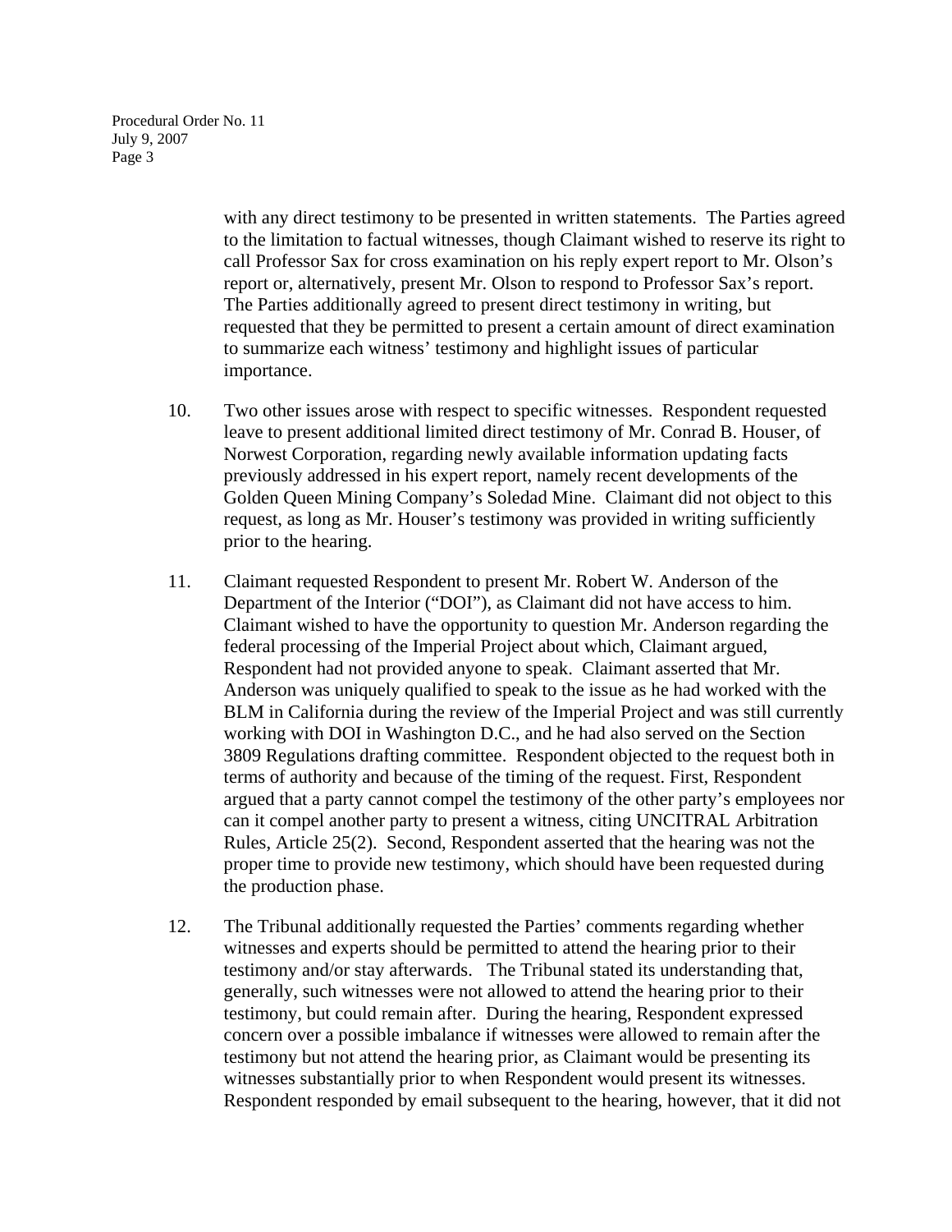with any direct testimony to be presented in written statements. The Parties agreed to the limitation to factual witnesses, though Claimant wished to reserve its right to call Professor Sax for cross examination on his reply expert report to Mr. Olson's report or, alternatively, present Mr. Olson to respond to Professor Sax's report. The Parties additionally agreed to present direct testimony in writing, but requested that they be permitted to present a certain amount of direct examination to summarize each witness' testimony and highlight issues of particular importance.

10. Two other issues arose with respect to specific witnesses. Respondent requested leave to present additional limited direct testimony of Mr. Conrad B. Houser, of Norwest Corporation, regarding newly available information updating facts previously addressed in his expert report, namely recent developments of the Golden Queen Mining Company's Soledad Mine. Claimant did not object to this request, as long as Mr. Houser's testimony was provided in writing sufficiently prior to the hearing.

11. Claimant requested Respondent to present Mr. Robert W. Anderson of the Department of the Interior ("DOI"), as Claimant did not have access to him. Claimant wished to have the opportunity to question Mr. Anderson regarding the federal processing of the Imperial Project about which, Claimant argued, Respondent had not provided anyone to speak. Claimant asserted that Mr. Anderson was uniquely qualified to speak to the issue as he had worked with the BLM in California during the review of the Imperial Project and was still currently working with DOI in Washington D.C., and he had also served on the Section 3809 Regulations drafting committee. Respondent objected to the request both in terms of authority and because of the timing of the request. First, Respondent argued that a party cannot compel the testimony of the other party's employees nor can it compel another party to present a witness, citing UNCITRAL Arbitration Rules, Article 25(2). Second, Respondent asserted that the hearing was not the proper time to provide new testimony, which should have been requested during the production phase.

12. The Tribunal additionally requested the Parties' comments regarding whether witnesses and experts should be permitted to attend the hearing prior to their testimony and/or stay afterwards. The Tribunal stated its understanding that, generally, such witnesses were not allowed to attend the hearing prior to their testimony, but could remain after. During the hearing, Respondent expressed concern over a possible imbalance if witnesses were allowed to remain after the testimony but not attend the hearing prior, as Claimant would be presenting its witnesses substantially prior to when Respondent would present its witnesses. Respondent responded by email subsequent to the hearing, however, that it did not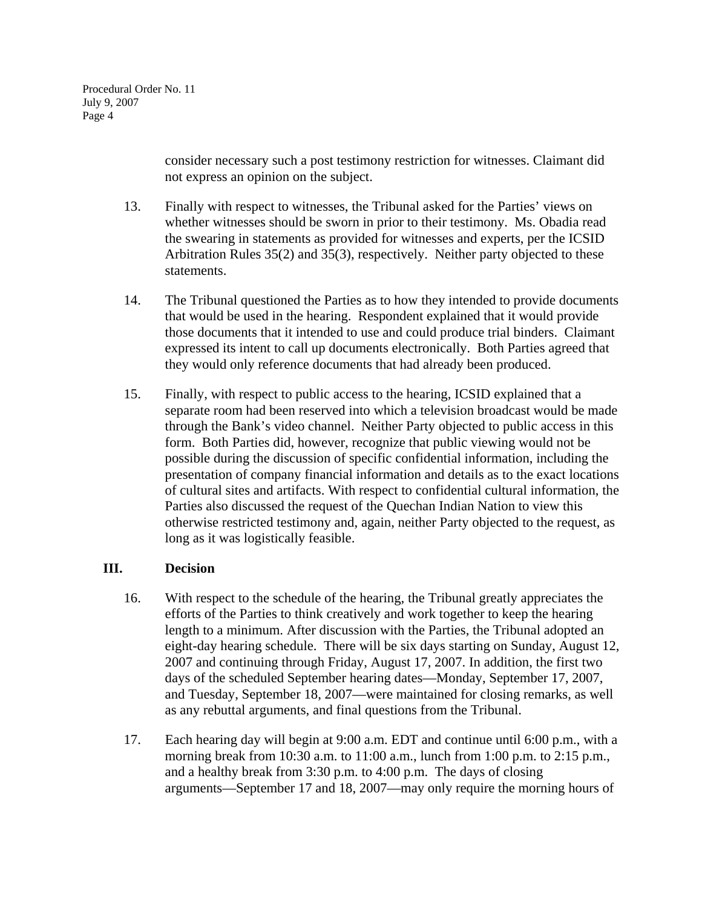consider necessary such a post testimony restriction for witnesses. Claimant did not express an opinion on the subject.

13. Finally with respect to witnesses, the Tribunal asked for the Parties' views on whether witnesses should be sworn in prior to their testimony. Ms. Obadia read the swearing in statements as provided for witnesses and experts, per the ICSID Arbitration Rules 35(2) and 35(3), respectively. Neither party objected to these statements.

14. The Tribunal questioned the Parties as to how they intended to provide documents that would be used in the hearing. Respondent explained that it would provide those documents that it intended to use and could produce trial binders. Claimant expressed its intent to call up documents electronically. Both Parties agreed that they would only reference documents that had already been produced.

15. Finally, with respect to public access to the hearing, ICSID explained that a separate room had been reserved into which a television broadcast would be made through the Bank's video channel. Neither Party objected to public access in this form. Both Parties did, however, recognize that public viewing would not be possible during the discussion of specific confidential information, including the presentation of company financial information and details as to the exact locations of cultural sites and artifacts. With respect to confidential cultural information, the Parties also discussed the request of the Quechan Indian Nation to view this otherwise restricted testimony and, again, neither Party objected to the request, as long as it was logistically feasible.

## III. Decision

16. With respect to the schedule of the hearing, the Tribunal greatly appreciates the efforts of the Parties to think creatively and work together to keep the hearing length to a minimum. After discussion with the Parties, the Tribunal adopted an eight-day hearing schedule. There will be six days starting on Sunday, August 12, 2007 and continuing through Friday, August 17, 2007. In addition, the first two days of the scheduled September hearing dates—Monday, September 17, 2007, and Tuesday, September 18, 2007—were maintained for closing remarks, as well as any rebuttal arguments, and final questions from the Tribunal.

17. Each hearing day will begin at 9:00 a.m. EDT and continue until 6:00 p.m., with a morning break from 10:30 a.m. to 11:00 a.m., lunch from 1:00 p.m. to 2:15 p.m., and a healthy break from 3:30 p.m. to 4:00 p.m. The days of closing arguments—September 17 and 18, 2007—may only require the morning hours of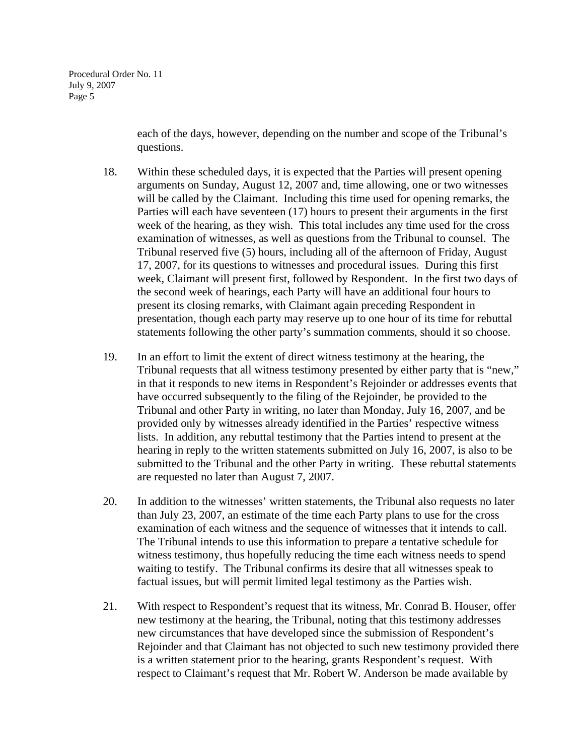each of the days, however, depending on the number and scope of the Tribunal's questions.

18. Within these scheduled days, it is expected that the Parties will present opening arguments on Sunday, August 12, 2007 and, time allowing, one or two witnesses will be called by the Claimant. Including this time used for opening remarks, the Parties will each have seventeen (17) hours to present their arguments in the first week of the hearing, as they wish. This total includes any time used for the cross examination of witnesses, as well as questions from the Tribunal to counsel. The Tribunal reserved five (5) hours, including all of the afternoon of Friday, August 17, 2007, for its questions to witnesses and procedural issues. During this first week, Claimant will present first, followed by Respondent. In the first two days of the second week of hearings, each Party will have an additional four hours to present its closing remarks, with Claimant again preceding Respondent in presentation, though each party may reserve up to one hour of its time for rebuttal statements following the other party's summation comments, should it so choose.

19. In an effort to limit the extent of direct witness testimony at the hearing, the Tribunal requests that all witness testimony presented by either party that is "new," in that it responds to new items in Respondent's Rejoinder or addresses events that have occurred subsequently to the filing of the Rejoinder, be provided to the Tribunal and other Party in writing, no later than Monday, July 16, 2007, and be provided only by witnesses already identified in the Parties' respective witness lists. In addition, any rebuttal testimony that the Parties intend to present at the hearing in reply to the written statements submitted on July 16, 2007, is also to be submitted to the Tribunal and the other Party in writing. These rebuttal statements are requested no later than August 7, 2007.

20. In addition to the witnesses' written statements, the Tribunal also requests no later than July 23, 2007, an estimate of the time each Party plans to use for the cross examination of each witness and the sequence of witnesses that it intends to call. The Tribunal intends to use this information to prepare a tentative schedule for witness testimony, thus hopefully reducing the time each witness needs to spend waiting to testify. The Tribunal confirms its desire that all witnesses speak to factual issues, but will permit limited legal testimony as the Parties wish.

21. With respect to Respondent's request that its witness, Mr. Conrad B. Houser, offer new testimony at the hearing, the Tribunal, noting that this testimony addresses new circumstances that have developed since the submission of Respondent's Rejoinder and that Claimant has not objected to such new testimony provided there is a written statement prior to the hearing, grants Respondent's request. With respect to Claimant's request that Mr. Robert W. Anderson be made available by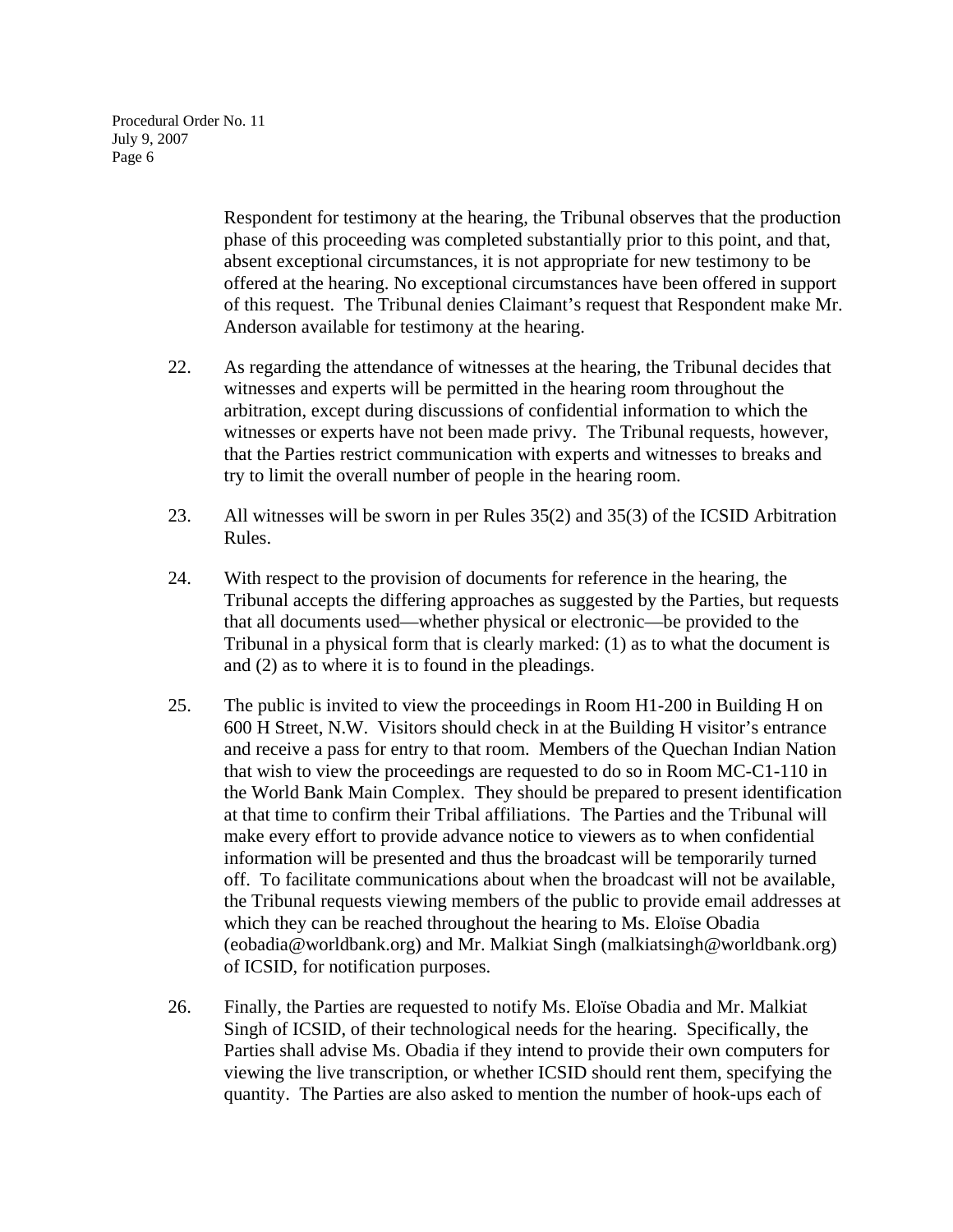Respondent for testimony at the hearing, the Tribunal observes that the production phase of this proceeding was completed substantially prior to this point, and that, absent exceptional circumstances, it is not appropriate for new testimony to be offered at the hearing. No exceptional circumstances have been offered in support of this request. The Tribunal denies Claimant's request that Respondent make Mr. Anderson available for testimony at the hearing.

22. As regarding the attendance of witnesses at the hearing, the Tribunal decides that witnesses and experts will be permitted in the hearing room throughout the arbitration, except during discussions of confidential information to which the witnesses or experts have not been made privy. The Tribunal requests, however, that the Parties restrict communication with experts and witnesses to breaks and try to limit the overall number of people in the hearing room.

23. All witnesses will be sworn in per Rules 35(2) and 35(3) of the ICSID Arbitration Rules.

24. With respect to the provision of documents for reference in the hearing, the Tribunal accepts the differing approaches as suggested by the Parties, but requests that all documents used—whether physical or electronic—be provided to the Tribunal in a physical form that is clearly marked: (1) as to what the document is and (2) as to where it is to found in the pleadings.

25. The public is invited to view the proceedings in Room H1-200 in Building H on 600 H Street, N.W. Visitors should check in at the Building H visitor's entrance and receive a pass for entry to that room. Members of the Quechan Indian Nation that wish to view the proceedings are requested to do so in Room MC-C1-110 in the World Bank Main Complex. They should be prepared to present identification at that time to confirm their Tribal affiliations. The Parties and the Tribunal will make every effort to provide advance notice to viewers as to when confidential information will be presented and thus the broadcast will be temporarily turned off. To facilitate communications about when the broadcast will not be available, the Tribunal requests viewing members of the public to provide email addresses at which they can be reached throughout the hearing to Ms. Eloïse Obadia (eobadia@worldbank.org) and Mr. Malkiat Singh (malkiatsingh@worldbank.org) of ICSID, for notification purposes.

26. Finally, the Parties are requested to notify Ms. Eloïse Obadia and Mr. Malkiat Singh of ICSID, of their technological needs for the hearing. Specifically, the Parties shall advise Ms. Obadia if they intend to provide their own computers for viewing the live transcription, or whether ICSID should rent them, specifying the quantity. The Parties are also asked to mention the number of hook-ups each of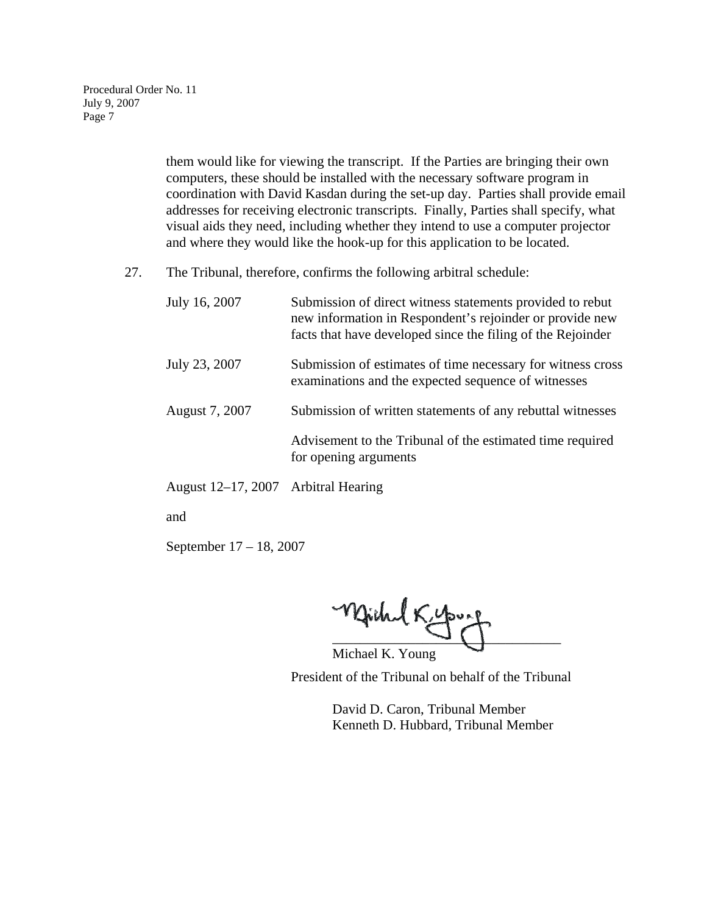them would like for viewing the transcript. If the Parties are bringing their own computers, these should be installed with the necessary software program in coordination with David Kasdan during the set-up day. Parties shall provide email addresses for receiving electronic transcripts. Finally, Parties shall specify, what visual aids they need, including whether they intend to use a computer projector and where they would like the hook-up for this application to be located.

27. The Tribunal, therefore, confirms the following arbitral schedule:

| | |
|---|---|
| July 16, 2007 | Submission of direct witness statements provided to rebut new information in Respondent's rejoinder or provide new facts that have developed since the filing of the Rejoinder |
| July 23, 2007 | Submission of estimates of time necessary for witness cross examinations and the expected sequence of witnesses |
| August 7, 2007 | Submission of written statements of any rebuttal witnesses |
| | Advisement to the Tribunal of the estimated time required for opening arguments |
| August 12–17, 2007 | Arbitral Hearing |

and

September 17 – 18, 2007

Michael K. Young

President of the Tribunal on behalf of the Tribunal

David D. Caron, Tribunal Member
Kenneth D. Hubbard, Tribunal Member